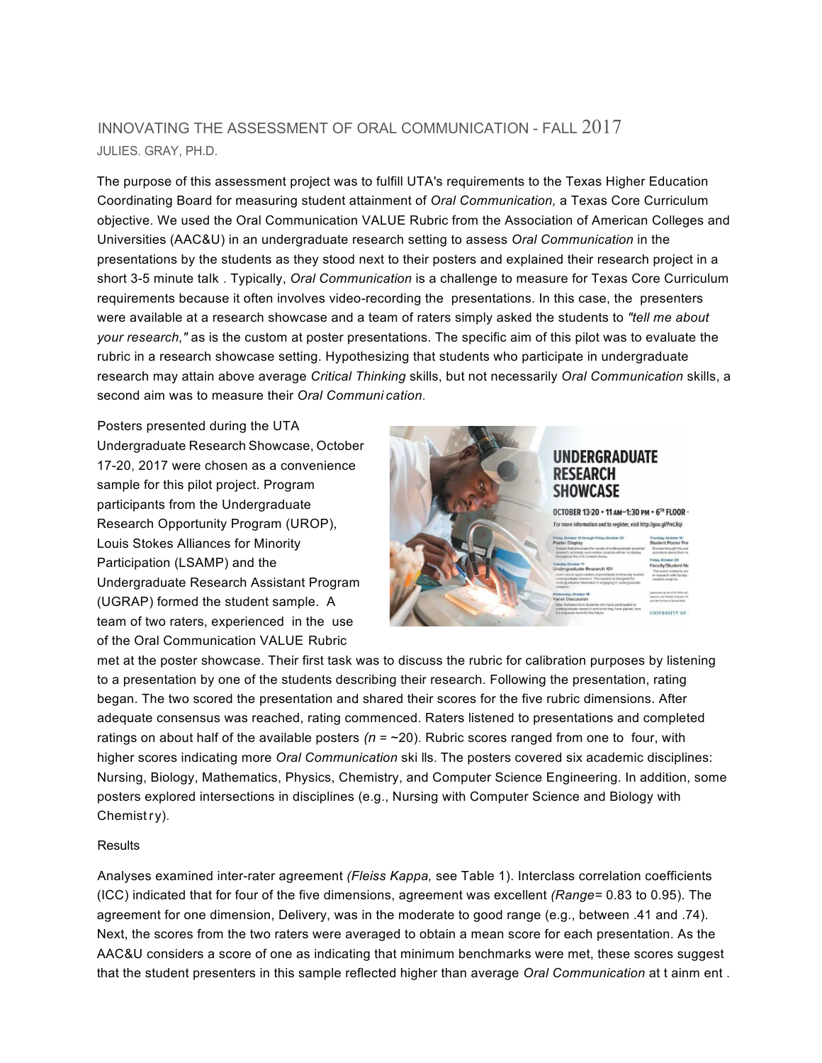# INNOVATING THE ASSESSMENT OF ORAL COMMUNICATION - FALL 2017

JULIES. GRAY, PH.D.

The purpose of this assessment project was to fulfill UTA's requirements to the Texas Higher Education Coordinating Board for measuring student attainment of *Oral Communication,* a Texas Core Curriculum objective. We used the Oral Communication VALUE Rubric from the Association of American Colleges and Universities (AAC&U) in an undergraduate research setting to assess *Oral Communication* in the presentations by the students as they stood next to their posters and explained their research project in a short 3-5 minute talk . Typically, *Oral Communication* is a challenge to measure for Texas Core Curriculum requirements because it often involves video-recording the presentations. In this case, the presenters were available at a research showcase and a team of raters simply asked the students to *"tell me about your research,"* as is the custom at poster presentations. The specific aim of this pilot was to evaluate the rubric in a research showcase setting. Hypothesizing that students who participate in undergraduate research may attain above average *Critical Thinking* skills, but not necessarily *Oral Communication* skills, a second aim was to measure their *Oral Communi cation.*

Posters presented during the UTA Undergraduate Research Showcase, October 17-20, 2017 were chosen as a convenience sample for this pilot project. Program participants from the Undergraduate Research Opportunity Program (UROP), Louis Stokes Alliances for Minority Participation (LSAMP) and the Undergraduate Research Assistant Program (UGRAP) formed the student sample. A team of two raters, experienced in the use of the Oral Communication VALUE Rubric met at the poster showcase. Their first task was to discuss the rubric for calibration purposes by listening to a presentation by one of the students describing their research. Following the presentation, rating began. The two scored the presentation and shared their scores for the five rubric dimensions. After adequate consensus was reached, rating commenced. Raters listened to presentations and completed ratings on about half of the available posters *(n* = ~20). Rubric scores ranged from one to four, with higher scores indicating more *Oral Communication* ski lls. The posters covered six academic disciplines: Nursing, Biology, Mathematics, Physics, Chemistry, and Computer Science Engineering. In addition, some posters explored intersections in disciplines (e.g., Nursing with Computer Science and Biology with Chemist ry).

Results

Analyses examined inter-rater agreement *(Fleiss Kappa,* see Table 1). Interclass correlation coefficients (ICC) indicated that for four of the five dimensions, agreement was excellent *(Range=* 0.83 to 0.95). The agreement for one dimension, Delivery, was in the moderate to good range (e.g., between .41 and .74). Next, the scores from the two raters were averaged to obtain a mean score for each presentation. As the AAC&U considers a score of one as indicating that minimum benchmarks were met, these scores suggest that the student presenters in this sample reflected higher than average *Oral Communication* at t ainm ent .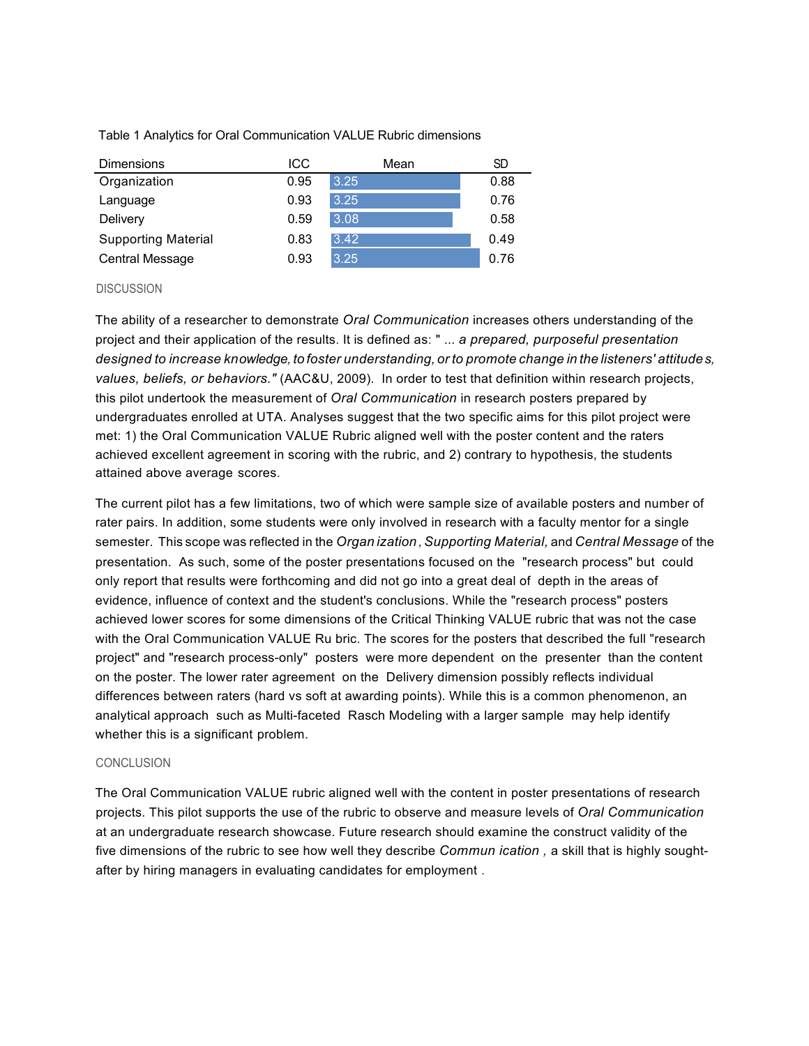Table 1 Analytics for Oral Communication VALUE Rubric dimensions

| Dimensions | ICC | Mean | SD |
| --- | --- | --- | --- |
| Organization | 0.95 | 3.25 | 0.88 |
| Language | 0.93 | 3.25 | 0.76 |
| Delivery | 0.59 | 3.08 | 0.58 |
| Supporting Material | 0.83 | 3.42 | 0.49 |
| Central Message | 0.93 | 3.25 | 0.76 |

## DISCUSSION

The ability of a researcher to demonstrate *Oral Communication* increases others understanding of the project and their application of the results. It is defined as: " ... *a prepared, purposeful presentation designed to increase knowledge, to foster understanding, or to promote change in the listeners' attitudes, values, beliefs, or behaviors."* (AAC&U, 2009). In order to test that definition within research projects, this pilot undertook the measurement of *Oral Communication* in research posters prepared by undergraduates enrolled at UTA. Analyses suggest that the two specific aims for this pilot project were met: 1) the Oral Communication VALUE Rubric aligned well with the poster content and the raters achieved excellent agreement in scoring with the rubric, and 2) contrary to hypothesis, the students attained above average scores.

The current pilot has a few limitations, two of which were sample size of available posters and number of rater pairs. In addition, some students were only involved in research with a faculty mentor for a single semester. This scope was reflected in the *Organization*, *Supporting Material,* and *Central Message* of the presentation. As such, some of the poster presentations focused on the "research process" but could only report that results were forthcoming and did not go into a great deal of depth in the areas of evidence, influence of context and the student's conclusions. While the "research process" posters achieved lower scores for some dimensions of the Critical Thinking VALUE rubric that was not the case with the Oral Communication VALUE Rubric. The scores for the posters that described the full "research project" and "research process-only" posters were more dependent on the presenter than the content on the poster. The lower rater agreement on the Delivery dimension possibly reflects individual differences between raters (hard vs soft at awarding points). While this is a common phenomenon, an analytical approach such as Multi-faceted Rasch Modeling with a larger sample may help identify whether this is a significant problem.

## CONCLUSION

The Oral Communication VALUE rubric aligned well with the content in poster presentations of research projects. This pilot supports the use of the rubric to observe and measure levels of *Oral Communication* at an undergraduate research showcase. Future research should examine the construct validity of the five dimensions of the rubric to see how well they describe *Communication*, a skill that is highly sought-after by hiring managers in evaluating candidates for employment.